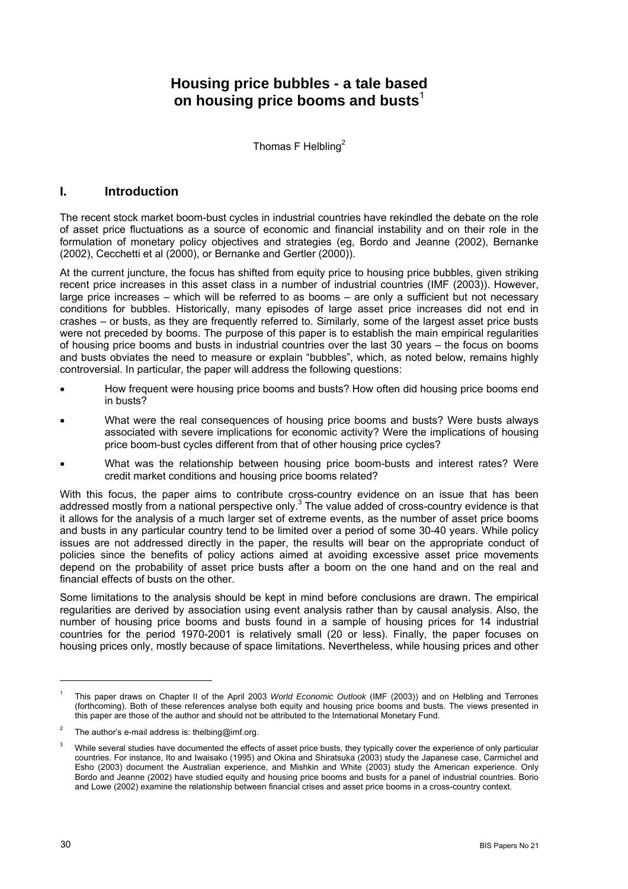# Housing price bubbles - a tale based on housing price booms and busts[1]

Thomas F Helbling[2]

## I. Introduction

The recent stock market boom-bust cycles in industrial countries have rekindled the debate on the role of asset price fluctuations as a source of economic and financial instability and on their role in the formulation of monetary policy objectives and strategies (eg, Bordo and Jeanne (2002), Bernanke (2002), Cecchetti et al (2000), or Bernanke and Gertler (2000)).

At the current juncture, the focus has shifted from equity price to housing price bubbles, given striking recent price increases in this asset class in a number of industrial countries (IMF (2003)). However, large price increases – which will be referred to as booms – are only a sufficient but not necessary conditions for bubbles. Historically, many episodes of large asset price increases did not end in crashes – or busts, as they are frequently referred to. Similarly, some of the largest asset price busts were not preceded by booms. The purpose of this paper is to establish the main empirical regularities of housing price booms and busts in industrial countries over the last 30 years – the focus on booms and busts obviates the need to measure or explain "bubbles", which, as noted below, remains highly controversial. In particular, the paper will address the following questions:

- How frequent were housing price booms and busts? How often did housing price booms end in busts?
- What were the real consequences of housing price booms and busts? Were busts always associated with severe implications for economic activity? Were the implications of housing price boom-bust cycles different from that of other housing price cycles?
- What was the relationship between housing price boom-busts and interest rates? Were credit market conditions and housing price booms related?

With this focus, the paper aims to contribute cross-country evidence on an issue that has been addressed mostly from a national perspective only.[3] The value added of cross-country evidence is that it allows for the analysis of a much larger set of extreme events, as the number of asset price booms and busts in any particular country tend to be limited over a period of some 30-40 years. While policy issues are not addressed directly in the paper, the results will bear on the appropriate conduct of policies since the benefits of policy actions aimed at avoiding excessive asset price movements depend on the probability of asset price busts after a boom on the one hand and on the real and financial effects of busts on the other.

Some limitations to the analysis should be kept in mind before conclusions are drawn. The empirical regularities are derived by association using event analysis rather than by causal analysis. Also, the number of housing price booms and busts found in a sample of housing prices for 14 industrial countries for the period 1970-2001 is relatively small (20 or less). Finally, the paper focuses on housing prices only, mostly because of space limitations. Nevertheless, while housing prices and other

---

[1] This paper draws on Chapter II of the April 2003 *World Economic Outlook* (IMF (2003)) and on Helbling and Terrones (forthcoming). Both of these references analyse both equity and housing price booms and busts. The views presented in this paper are those of the author and should not be attributed to the International Monetary Fund.

[2] The author's e-mail address is: thelbing@imf.org.

[3] While several studies have documented the effects of asset price busts, they typically cover the experience of only particular countries. For instance, Ito and Iwaisako (1995) and Okina and Shiratsuka (2003) study the Japanese case, Carmichel and Esho (2003) document the Australian experience, and Mishkin and White (2003) study the American experience. Only Bordo and Jeanne (2002) have studied equity and housing price booms and busts for a panel of industrial countries. Borio and Lowe (2002) examine the relationship between financial crises and asset price booms in a cross-country context.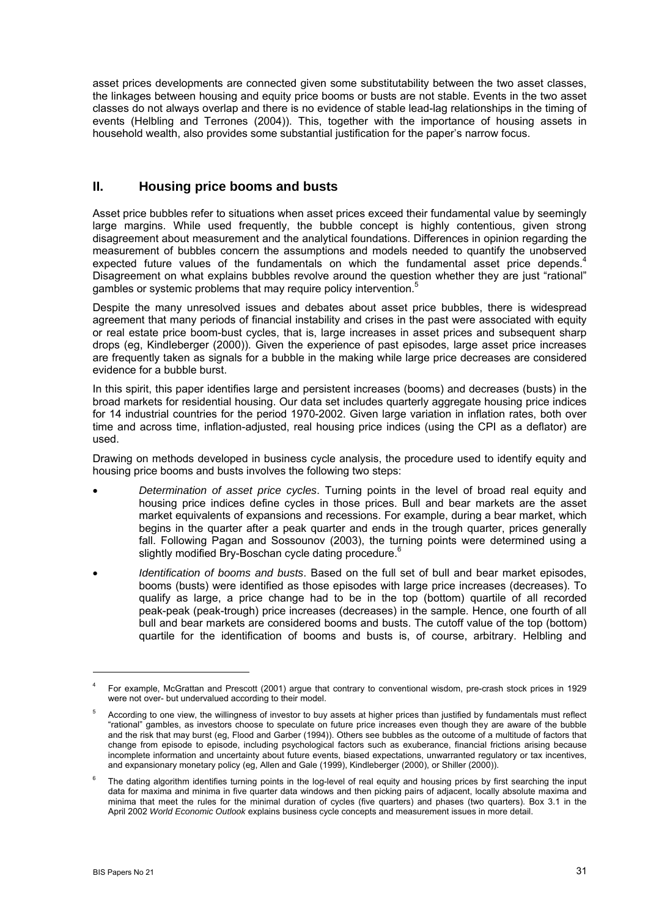asset prices developments are connected given some substitutability between the two asset classes, the linkages between housing and equity price booms or busts are not stable. Events in the two asset classes do not always overlap and there is no evidence of stable lead-lag relationships in the timing of events (Helbling and Terrones (2004)). This, together with the importance of housing assets in household wealth, also provides some substantial justification for the paper's narrow focus.

## II. Housing price booms and busts

Asset price bubbles refer to situations when asset prices exceed their fundamental value by seemingly large margins. While used frequently, the bubble concept is highly contentious, given strong disagreement about measurement and the analytical foundations. Differences in opinion regarding the measurement of bubbles concern the assumptions and models needed to quantify the unobserved expected future values of the fundamentals on which the fundamental asset price depends.[4] Disagreement on what explains bubbles revolve around the question whether they are just "rational" gambles or systemic problems that may require policy intervention.[5]

Despite the many unresolved issues and debates about asset price bubbles, there is widespread agreement that many periods of financial instability and crises in the past were associated with equity or real estate price boom-bust cycles, that is, large increases in asset prices and subsequent sharp drops (eg, Kindleberger (2000)). Given the experience of past episodes, large asset price increases are frequently taken as signals for a bubble in the making while large price decreases are considered evidence for a bubble burst.

In this spirit, this paper identifies large and persistent increases (booms) and decreases (busts) in the broad markets for residential housing. Our data set includes quarterly aggregate housing price indices for 14 industrial countries for the period 1970-2002. Given large variation in inflation rates, both over time and across time, inflation-adjusted, real housing price indices (using the CPI as a deflator) are used.

Drawing on methods developed in business cycle analysis, the procedure used to identify equity and housing price booms and busts involves the following two steps:

- *Determination of asset price cycles*. Turning points in the level of broad real equity and housing price indices define cycles in those prices. Bull and bear markets are the asset market equivalents of expansions and recessions. For example, during a bear market, which begins in the quarter after a peak quarter and ends in the trough quarter, prices generally fall. Following Pagan and Sossounov (2003), the turning points were determined using a slightly modified Bry-Boschan cycle dating procedure.[6]
- *Identification of booms and busts*. Based on the full set of bull and bear market episodes, booms (busts) were identified as those episodes with large price increases (decreases). To qualify as large, a price change had to be in the top (bottom) quartile of all recorded peak-peak (peak-trough) price increases (decreases) in the sample. Hence, one fourth of all bull and bear markets are considered booms and busts. The cutoff value of the top (bottom) quartile for the identification of booms and busts is, of course, arbitrary. Helbling and

---

[4] For example, McGrattan and Prescott (2001) argue that contrary to conventional wisdom, pre-crash stock prices in 1929 were not over- but undervalued according to their model.

[5] According to one view, the willingness of investor to buy assets at higher prices than justified by fundamentals must reflect "rational" gambles, as investors choose to speculate on future price increases even though they are aware of the bubble and the risk that may burst (eg, Flood and Garber (1994)). Others see bubbles as the outcome of a multitude of factors that change from episode to episode, including psychological factors such as exuberance, financial frictions arising because incomplete information and uncertainty about future events, biased expectations, unwarranted regulatory or tax incentives, and expansionary monetary policy (eg, Allen and Gale (1999), Kindleberger (2000), or Shiller (2000)).

[6] The dating algorithm identifies turning points in the log-level of real equity and housing prices by first searching the input data for maxima and minima in five quarter data windows and then picking pairs of adjacent, locally absolute maxima and minima that meet the rules for the minimal duration of cycles (five quarters) and phases (two quarters). Box 3.1 in the April 2002 *World Economic Outlook* explains business cycle concepts and measurement issues in more detail.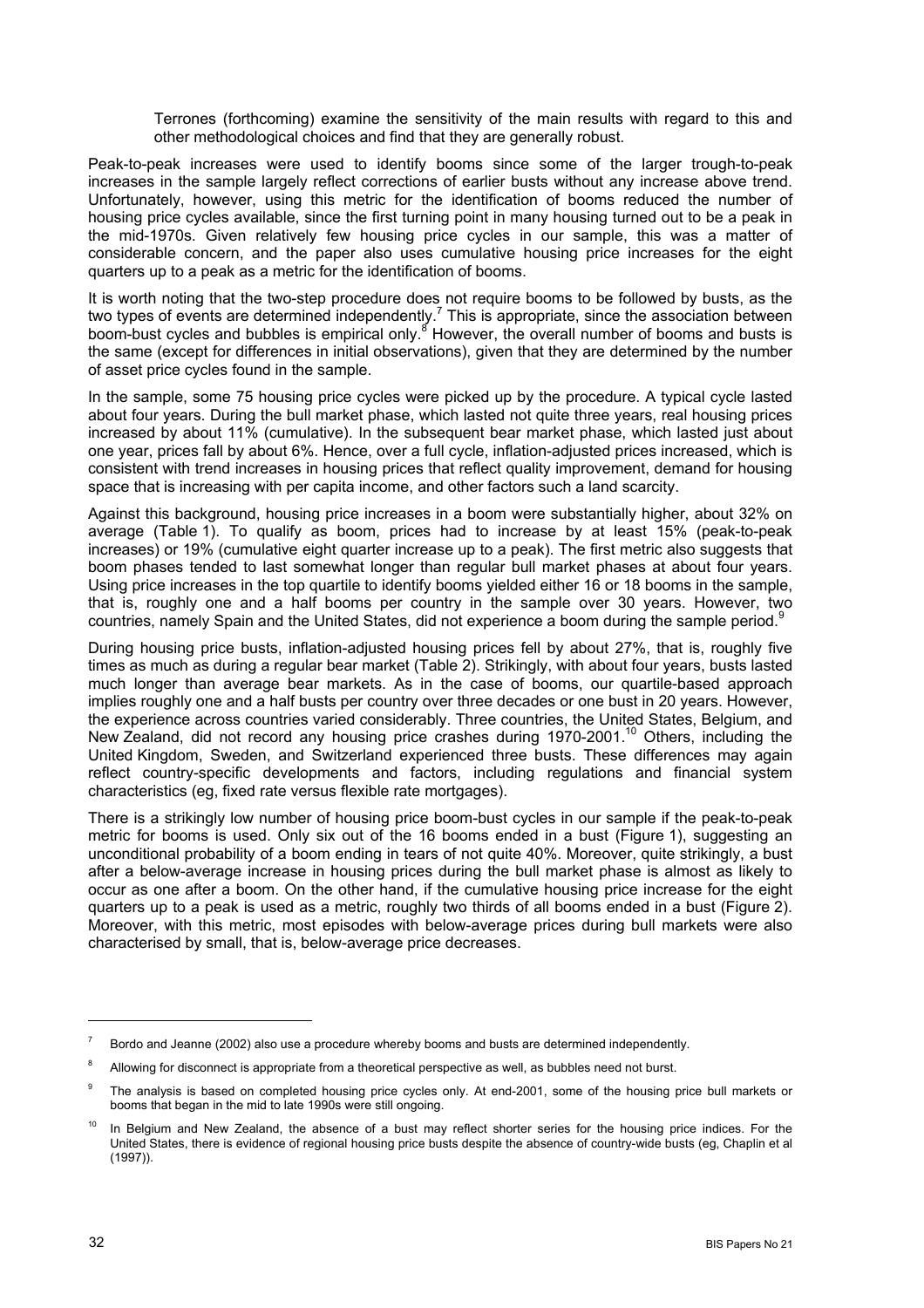Terrones (forthcoming) examine the sensitivity of the main results with regard to this and other methodological choices and find that they are generally robust.

Peak-to-peak increases were used to identify booms since some of the larger trough-to-peak increases in the sample largely reflect corrections of earlier busts without any increase above trend. Unfortunately, however, using this metric for the identification of booms reduced the number of housing price cycles available, since the first turning point in many housing turned out to be a peak in the mid-1970s. Given relatively few housing price cycles in our sample, this was a matter of considerable concern, and the paper also uses cumulative housing price increases for the eight quarters up to a peak as a metric for the identification of booms.

It is worth noting that the two-step procedure does not require booms to be followed by busts, as the two types of events are determined independently.[7] This is appropriate, since the association between boom-bust cycles and bubbles is empirical only.[8] However, the overall number of booms and busts is the same (except for differences in initial observations), given that they are determined by the number of asset price cycles found in the sample.

In the sample, some 75 housing price cycles were picked up by the procedure. A typical cycle lasted about four years. During the bull market phase, which lasted not quite three years, real housing prices increased by about 11% (cumulative). In the subsequent bear market phase, which lasted just about one year, prices fall by about 6%. Hence, over a full cycle, inflation-adjusted prices increased, which is consistent with trend increases in housing prices that reflect quality improvement, demand for housing space that is increasing with per capita income, and other factors such a land scarcity.

Against this background, housing price increases in a boom were substantially higher, about 32% on average (Table 1). To qualify as boom, prices had to increase by at least 15% (peak-to-peak increases) or 19% (cumulative eight quarter increase up to a peak). The first metric also suggests that boom phases tended to last somewhat longer than regular bull market phases at about four years. Using price increases in the top quartile to identify booms yielded either 16 or 18 booms in the sample, that is, roughly one and a half booms per country in the sample over 30 years. However, two countries, namely Spain and the United States, did not experience a boom during the sample period.[9]

During housing price busts, inflation-adjusted housing prices fell by about 27%, that is, roughly five times as much as during a regular bear market (Table 2). Strikingly, with about four years, busts lasted much longer than average bear markets. As in the case of booms, our quartile-based approach implies roughly one and a half busts per country over three decades or one bust in 20 years. However, the experience across countries varied considerably. Three countries, the United States, Belgium, and New Zealand, did not record any housing price crashes during 1970-2001.[10] Others, including the United Kingdom, Sweden, and Switzerland experienced three busts. These differences may again reflect country-specific developments and factors, including regulations and financial system characteristics (eg, fixed rate versus flexible rate mortgages).

There is a strikingly low number of housing price boom-bust cycles in our sample if the peak-to-peak metric for booms is used. Only six out of the 16 booms ended in a bust (Figure 1), suggesting an unconditional probability of a boom ending in tears of not quite 40%. Moreover, quite strikingly, a bust after a below-average increase in housing prices during the bull market phase is almost as likely to occur as one after a boom. On the other hand, if the cumulative housing price increase for the eight quarters up to a peak is used as a metric, roughly two thirds of all booms ended in a bust (Figure 2). Moreover, with this metric, most episodes with below-average prices during bull markets were also characterised by small, that is, below-average price decreases.

---

[7] Bordo and Jeanne (2002) also use a procedure whereby booms and busts are determined independently.

[8] Allowing for disconnect is appropriate from a theoretical perspective as well, as bubbles need not burst.

[9] The analysis is based on completed housing price cycles only. At end-2001, some of the housing price bull markets or booms that began in the mid to late 1990s were still ongoing.

[10] In Belgium and New Zealand, the absence of a bust may reflect shorter series for the housing price indices. For the United States, there is evidence of regional housing price busts despite the absence of country-wide busts (eg, Chaplin et al (1997)).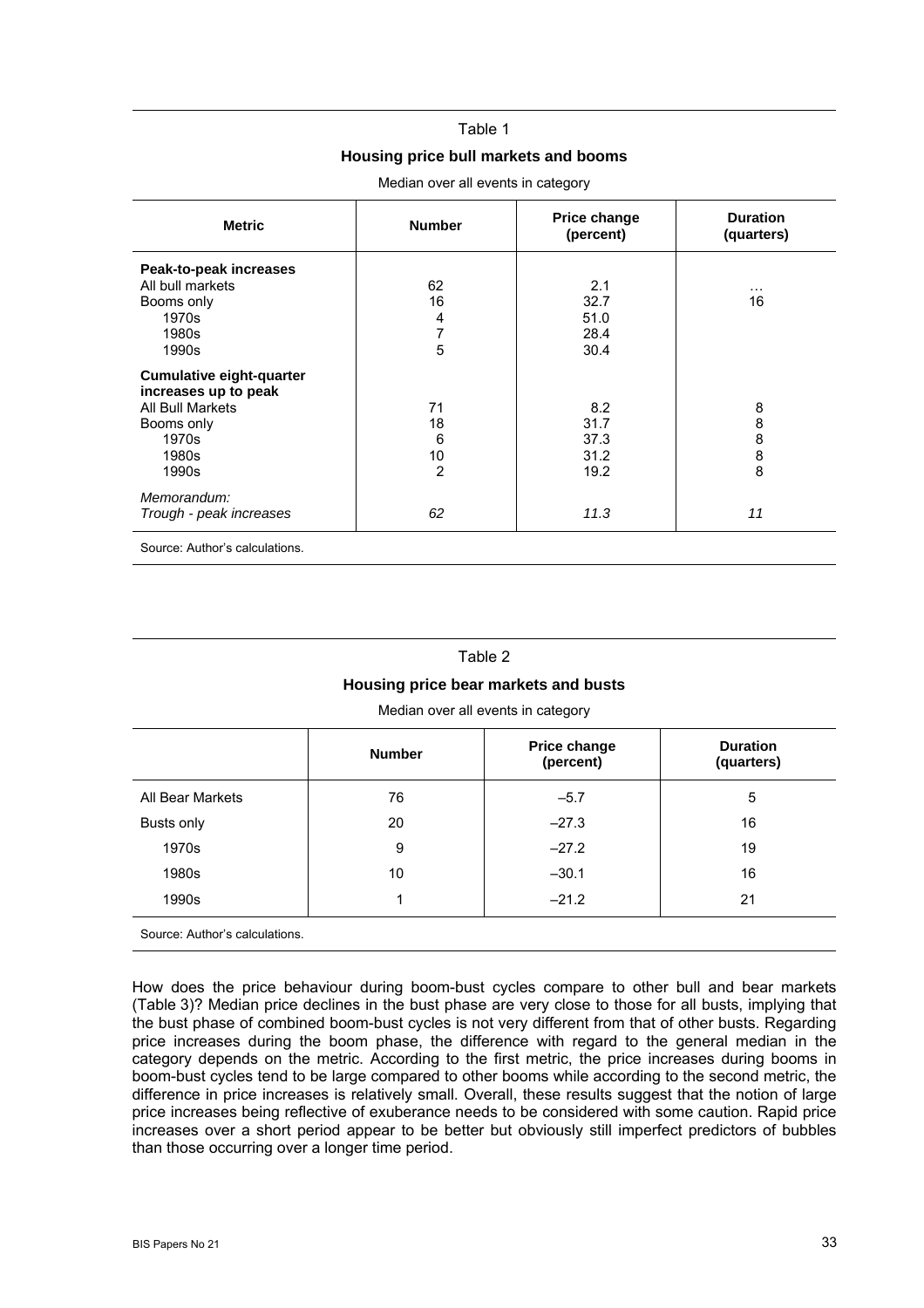Table 1

**Housing price bull markets and booms**

Median over all events in category

| Metric | Number | Price change (percent) | Duration (quarters) |
|---|---|---|---|
| **Peak-to-peak increases** | | | |
| All bull markets | 62 | 2.1 | … |
| Booms only | 16 | 32.7 | 16 |
| 1970s | 4 | 51.0 | |
| 1980s | 7 | 28.4 | |
| 1990s | 5 | 30.4 | |
| **Cumulative eight-quarter increases up to peak** | | | |
| All Bull Markets | 71 | 8.2 | 8 |
| Booms only | 18 | 31.7 | 8 |
| 1970s | 6 | 37.3 | 8 |
| 1980s | 10 | 31.2 | 8 |
| 1990s | 2 | 19.2 | 8 |
| *Memorandum:* | | | |
| *Trough - peak increases* | *62* | *11.3* | *11* |

Source: Author's calculations.

Table 2

**Housing price bear markets and busts**

Median over all events in category

| | Number | Price change (percent) | Duration (quarters) |
|---|---|---|---|
| All Bear Markets | 76 | –5.7 | 5 |
| Busts only | 20 | –27.3 | 16 |
| 1970s | 9 | –27.2 | 19 |
| 1980s | 10 | –30.1 | 16 |
| 1990s | 1 | –21.2 | 21 |

Source: Author's calculations.

How does the price behaviour during boom-bust cycles compare to other bull and bear markets (Table 3)? Median price declines in the bust phase are very close to those for all busts, implying that the bust phase of combined boom-bust cycles is not very different from that of other busts. Regarding price increases during the boom phase, the difference with regard to the general median in the category depends on the metric. According to the first metric, the price increases during booms in boom-bust cycles tend to be large compared to other booms while according to the second metric, the difference in price increases is relatively small. Overall, these results suggest that the notion of large price increases being reflective of exuberance needs to be considered with some caution. Rapid price increases over a short period appear to be better but obviously still imperfect predictors of bubbles than those occurring over a longer time period.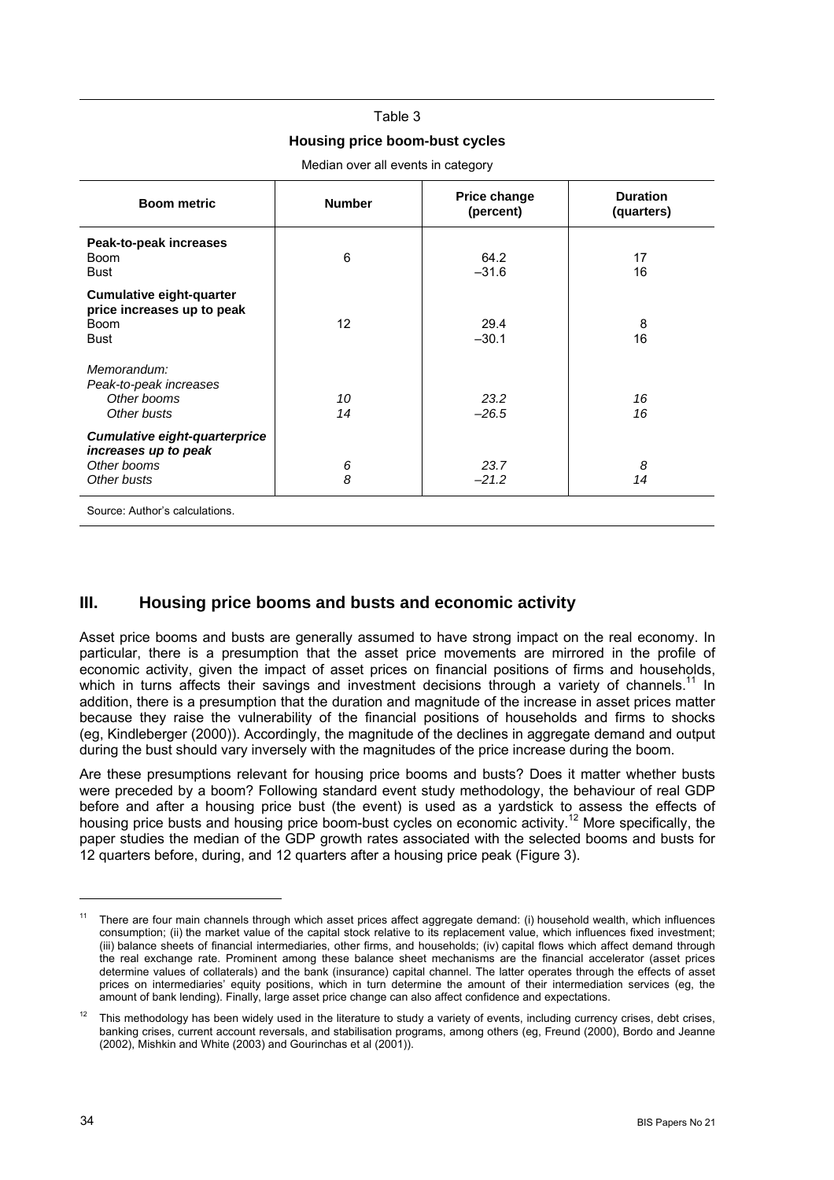Table 3

**Housing price boom-bust cycles**

Median over all events in category

| Boom metric | Number | Price change (percent) | Duration (quarters) |
|---|---|---|---|
| **Peak-to-peak increases** | | | |
| Boom | 6 | 64.2 | 17 |
| Bust | | –31.6 | 16 |
| **Cumulative eight-quarter price increases up to peak** | | | |
| Boom | 12 | 29.4 | 8 |
| Bust | | –30.1 | 16 |
| *Memorandum:* | | | |
| *Peak-to-peak increases* | | | |
| *Other booms* | *10* | *23.2* | *16* |
| *Other busts* | *14* | *–26.5* | *16* |
| ***Cumulative eight-quarterprice increases up to peak*** | | | |
| *Other booms* | *6* | *23.7* | *8* |
| *Other busts* | *8* | *–21.2* | *14* |

Source: Author's calculations.

## III. Housing price booms and busts and economic activity

Asset price booms and busts are generally assumed to have strong impact on the real economy. In particular, there is a presumption that the asset price movements are mirrored in the profile of economic activity, given the impact of asset prices on financial positions of firms and households, which in turns affects their savings and investment decisions through a variety of channels.[11] In addition, there is a presumption that the duration and magnitude of the increase in asset prices matter because they raise the vulnerability of the financial positions of households and firms to shocks (eg, Kindleberger (2000)). Accordingly, the magnitude of the declines in aggregate demand and output during the bust should vary inversely with the magnitudes of the price increase during the boom.

Are these presumptions relevant for housing price booms and busts? Does it matter whether busts were preceded by a boom? Following standard event study methodology, the behaviour of real GDP before and after a housing price bust (the event) is used as a yardstick to assess the effects of housing price busts and housing price boom-bust cycles on economic activity.[12] More specifically, the paper studies the median of the GDP growth rates associated with the selected booms and busts for 12 quarters before, during, and 12 quarters after a housing price peak (Figure 3).

[11] There are four main channels through which asset prices affect aggregate demand: (i) household wealth, which influences consumption; (ii) the market value of the capital stock relative to its replacement value, which influences fixed investment; (iii) balance sheets of financial intermediaries, other firms, and households; (iv) capital flows which affect demand through the real exchange rate. Prominent among these balance sheet mechanisms are the financial accelerator (asset prices determine values of collaterals) and the bank (insurance) capital channel. The latter operates through the effects of asset prices on intermediaries' equity positions, which in turn determine the amount of their intermediation services (eg, the amount of bank lending). Finally, large asset price change can also affect confidence and expectations.

[12] This methodology has been widely used in the literature to study a variety of events, including currency crises, debt crises, banking crises, current account reversals, and stabilisation programs, among others (eg, Freund (2000), Bordo and Jeanne (2002), Mishkin and White (2003) and Gourinchas et al (2001)).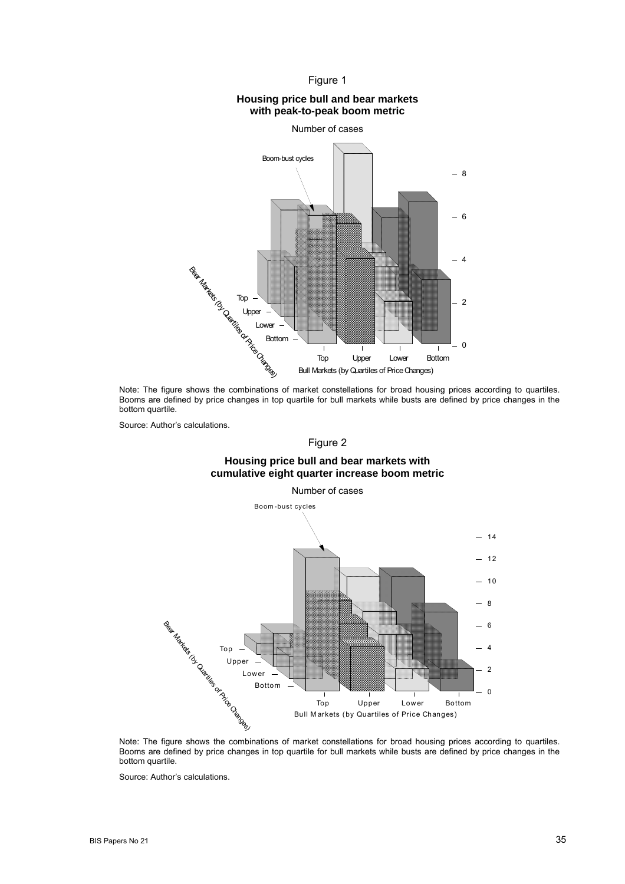Figure 1

**Housing price bull and bear markets with peak-to-peak boom metric**

Number of cases

Note: The figure shows the combinations of market constellations for broad housing prices according to quartiles. Booms are defined by price changes in top quartile for bull markets while busts are defined by price changes in the bottom quartile.

Source: Author's calculations.

Figure 2

**Housing price bull and bear markets with cumulative eight quarter increase boom metric**

Number of cases

Note: The figure shows the combinations of market constellations for broad housing prices according to quartiles. Booms are defined by price changes in top quartile for bull markets while busts are defined by price changes in the bottom quartile.

Source: Author's calculations.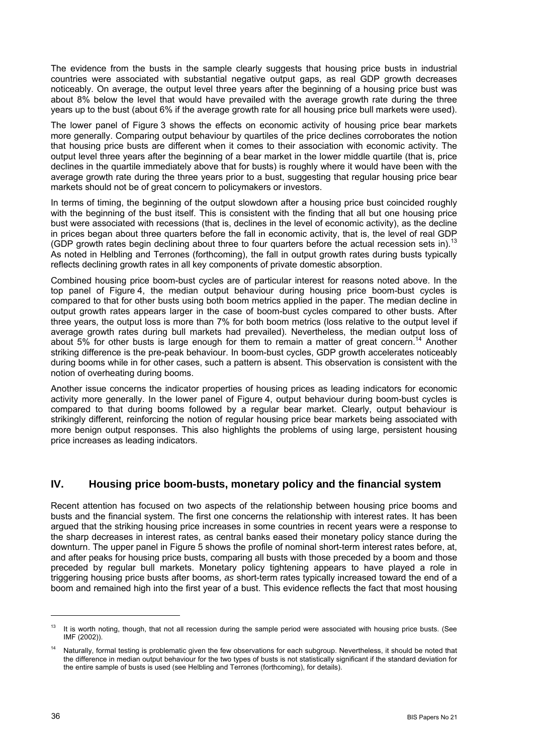The evidence from the busts in the sample clearly suggests that housing price busts in industrial countries were associated with substantial negative output gaps, as real GDP growth decreases noticeably. On average, the output level three years after the beginning of a housing price bust was about 8% below the level that would have prevailed with the average growth rate during the three years up to the bust (about 6% if the average growth rate for all housing price bull markets were used).

The lower panel of Figure 3 shows the effects on economic activity of housing price bear markets more generally. Comparing output behaviour by quartiles of the price declines corroborates the notion that housing price busts are different when it comes to their association with economic activity. The output level three years after the beginning of a bear market in the lower middle quartile (that is, price declines in the quartile immediately above that for busts) is roughly where it would have been with the average growth rate during the three years prior to a bust, suggesting that regular housing price bear markets should not be of great concern to policymakers or investors.

In terms of timing, the beginning of the output slowdown after a housing price bust coincided roughly with the beginning of the bust itself. This is consistent with the finding that all but one housing price bust were associated with recessions (that is, declines in the level of economic activity), as the decline in prices began about three quarters before the fall in economic activity, that is, the level of real GDP (GDP growth rates begin declining about three to four quarters before the actual recession sets in).[13] As noted in Helbling and Terrones (forthcoming), the fall in output growth rates during busts typically reflects declining growth rates in all key components of private domestic absorption.

Combined housing price boom-bust cycles are of particular interest for reasons noted above. In the top panel of Figure 4, the median output behaviour during housing price boom-bust cycles is compared to that for other busts using both boom metrics applied in the paper. The median decline in output growth rates appears larger in the case of boom-bust cycles compared to other busts. After three years, the output loss is more than 7% for both boom metrics (loss relative to the output level if average growth rates during bull markets had prevailed). Nevertheless, the median output loss of about 5% for other busts is large enough for them to remain a matter of great concern.[14] Another striking difference is the pre-peak behaviour. In boom-bust cycles, GDP growth accelerates noticeably during booms while in for other cases, such a pattern is absent. This observation is consistent with the notion of overheating during booms.

Another issue concerns the indicator properties of housing prices as leading indicators for economic activity more generally. In the lower panel of Figure 4, output behaviour during boom-bust cycles is compared to that during booms followed by a regular bear market. Clearly, output behaviour is strikingly different, reinforcing the notion of regular housing price bear markets being associated with more benign output responses. This also highlights the problems of using large, persistent housing price increases as leading indicators.

## IV. Housing price boom-busts, monetary policy and the financial system

Recent attention has focused on two aspects of the relationship between housing price booms and busts and the financial system. The first one concerns the relationship with interest rates. It has been argued that the striking housing price increases in some countries in recent years were a response to the sharp decreases in interest rates, as central banks eased their monetary policy stance during the downturn. The upper panel in Figure 5 shows the profile of nominal short-term interest rates before, at, and after peaks for housing price busts, comparing all busts with those preceded by a boom and those preceded by regular bull markets. Monetary policy tightening appears to have played a role in triggering housing price busts after booms, *as* short-term rates typically increased toward the end of a boom and remained high into the first year of a bust. This evidence reflects the fact that most housing

---

[13] It is worth noting, though, that not all recession during the sample period were associated with housing price busts. (See IMF (2002)).

[14] Naturally, formal testing is problematic given the few observations for each subgroup. Nevertheless, it should be noted that the difference in median output behaviour for the two types of busts is not statistically significant if the standard deviation for the entire sample of busts is used (see Helbling and Terrones (forthcoming), for details).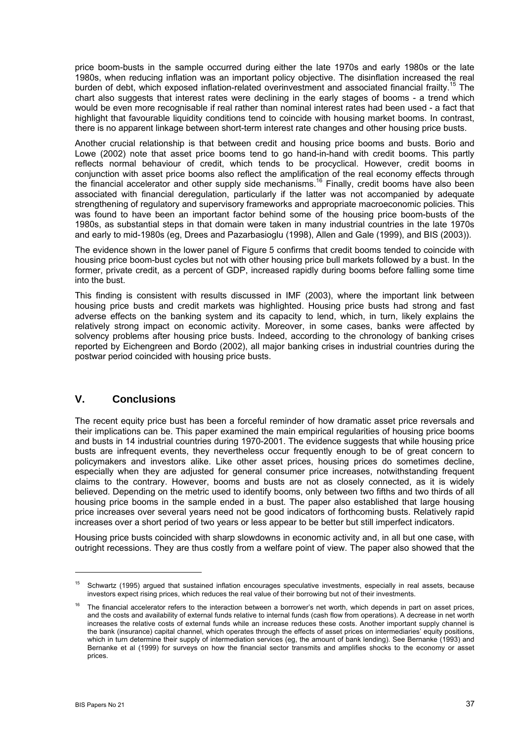price boom-busts in the sample occurred during either the late 1970s and early 1980s or the late 1980s, when reducing inflation was an important policy objective. The disinflation increased the real burden of debt, which exposed inflation-related overinvestment and associated financial frailty.[15] The chart also suggests that interest rates were declining in the early stages of booms - a trend which would be even more recognisable if real rather than nominal interest rates had been used - a fact that highlight that favourable liquidity conditions tend to coincide with housing market booms. In contrast, there is no apparent linkage between short-term interest rate changes and other housing price busts.

Another crucial relationship is that between credit and housing price booms and busts. Borio and Lowe (2002) note that asset price booms tend to go hand-in-hand with credit booms. This partly reflects normal behaviour of credit, which tends to be procyclical. However, credit booms in conjunction with asset price booms also reflect the amplification of the real economy effects through the financial accelerator and other supply side mechanisms.[16] Finally, credit booms have also been associated with financial deregulation, particularly if the latter was not accompanied by adequate strengthening of regulatory and supervisory frameworks and appropriate macroeconomic policies. This was found to have been an important factor behind some of the housing price boom-busts of the 1980s, as substantial steps in that domain were taken in many industrial countries in the late 1970s and early to mid-1980s (eg, Drees and Pazarbasioglu (1998), Allen and Gale (1999), and BIS (2003)).

The evidence shown in the lower panel of Figure 5 confirms that credit booms tended to coincide with housing price boom-bust cycles but not with other housing price bull markets followed by a bust. In the former, private credit, as a percent of GDP, increased rapidly during booms before falling some time into the bust.

This finding is consistent with results discussed in IMF (2003), where the important link between housing price busts and credit markets was highlighted. Housing price busts had strong and fast adverse effects on the banking system and its capacity to lend, which, in turn, likely explains the relatively strong impact on economic activity. Moreover, in some cases, banks were affected by solvency problems after housing price busts. Indeed, according to the chronology of banking crises reported by Eichengreen and Bordo (2002), all major banking crises in industrial countries during the postwar period coincided with housing price busts.

## V. Conclusions

The recent equity price bust has been a forceful reminder of how dramatic asset price reversals and their implications can be. This paper examined the main empirical regularities of housing price booms and busts in 14 industrial countries during 1970-2001. The evidence suggests that while housing price busts are infrequent events, they nevertheless occur frequently enough to be of great concern to policymakers and investors alike. Like other asset prices, housing prices do sometimes decline, especially when they are adjusted for general consumer price increases, notwithstanding frequent claims to the contrary. However, booms and busts are not as closely connected, as it is widely believed. Depending on the metric used to identify booms, only between two fifths and two thirds of all housing price booms in the sample ended in a bust. The paper also established that large housing price increases over several years need not be good indicators of forthcoming busts. Relatively rapid increases over a short period of two years or less appear to be better but still imperfect indicators.

Housing price busts coincided with sharp slowdowns in economic activity and, in all but one case, with outright recessions. They are thus costly from a welfare point of view. The paper also showed that the

---

[15] Schwartz (1995) argued that sustained inflation encourages speculative investments, especially in real assets, because investors expect rising prices, which reduces the real value of their borrowing but not of their investments.

[16] The financial accelerator refers to the interaction between a borrower's net worth, which depends in part on asset prices, and the costs and availability of external funds relative to internal funds (cash flow from operations). A decrease in net worth increases the relative costs of external funds while an increase reduces these costs. Another important supply channel is the bank (insurance) capital channel, which operates through the effects of asset prices on intermediaries' equity positions, which in turn determine their supply of intermediation services (eg, the amount of bank lending). See Bernanke (1993) and Bernanke et al (1999) for surveys on how the financial sector transmits and amplifies shocks to the economy or asset prices.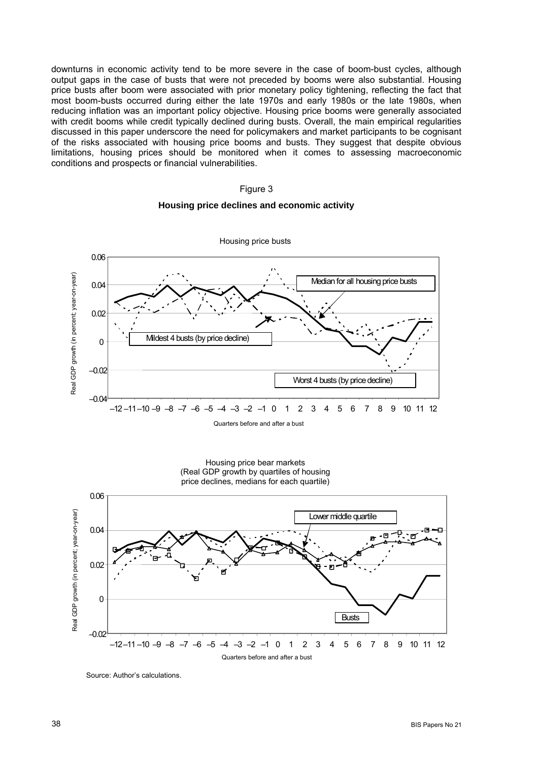downturns in economic activity tend to be more severe in the case of boom-bust cycles, although output gaps in the case of busts that were not preceded by booms were also substantial. Housing price busts after boom were associated with prior monetary policy tightening, reflecting the fact that most boom-busts occurred during either the late 1970s and early 1980s or the late 1980s, when reducing inflation was an important policy objective. Housing price booms were generally associated with credit booms while credit typically declined during busts. Overall, the main empirical regularities discussed in this paper underscore the need for policymakers and market participants to be cognisant of the risks associated with housing price booms and busts. They suggest that despite obvious limitations, housing prices should be monitored when it comes to assessing macroeconomic conditions and prospects or financial vulnerabilities.

Figure 3

**Housing price declines and economic activity**

Housing price busts

Housing price bear markets
(Real GDP growth by quartiles of housing price declines, medians for each quartile)

Source: Author's calculations.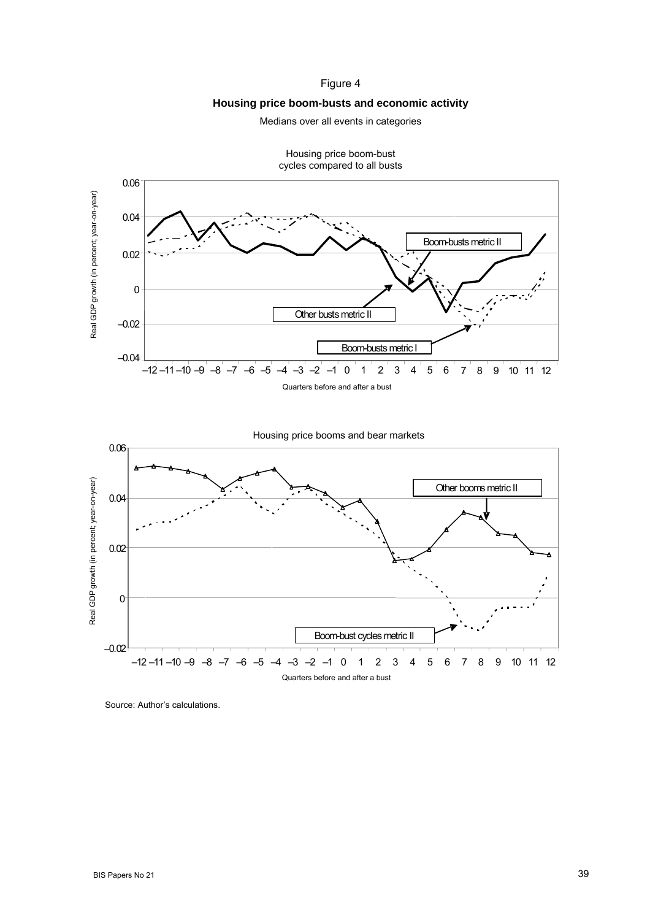Figure 4

**Housing price boom-busts and economic activity**

Medians over all events in categories

Housing price boom-bust cycles compared to all busts

Housing price booms and bear markets

Source: Author's calculations.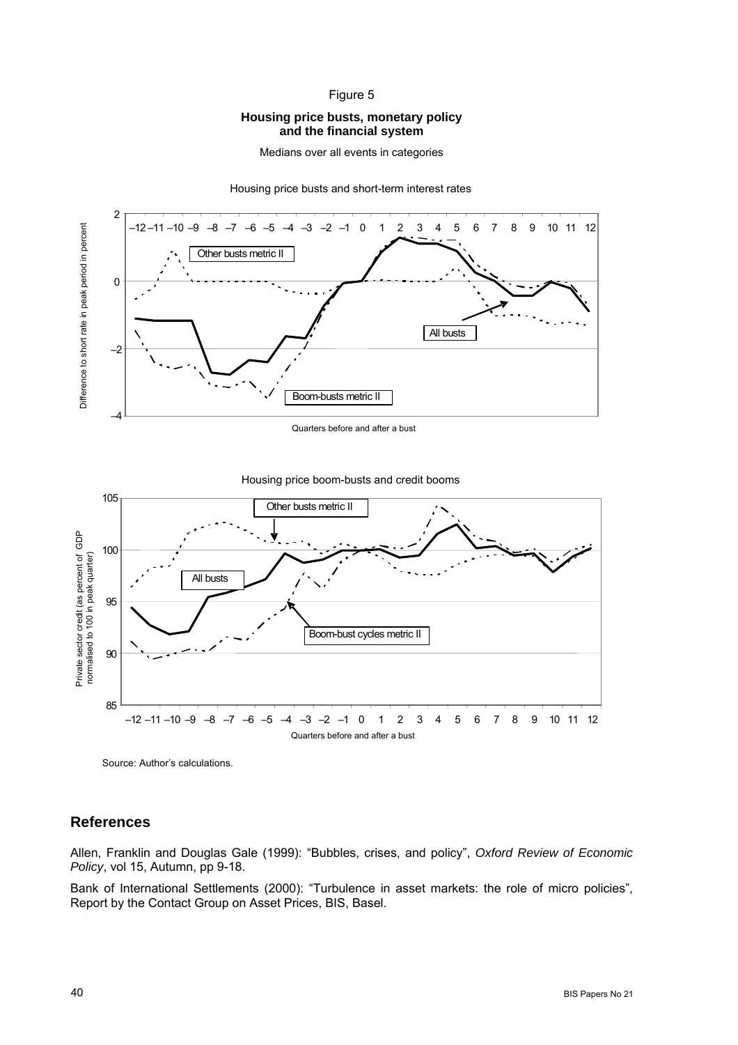Figure 5

**Housing price busts, monetary policy and the financial system**

Medians over all events in categories

Housing price busts and short-term interest rates

Housing price boom-busts and credit booms

Source: Author's calculations.

## References

Allen, Franklin and Douglas Gale (1999): "Bubbles, crises, and policy", *Oxford Review of Economic Policy*, vol 15, Autumn, pp 9-18.

Bank of International Settlements (2000): "Turbulence in asset markets: the role of micro policies", Report by the Contact Group on Asset Prices, BIS, Basel.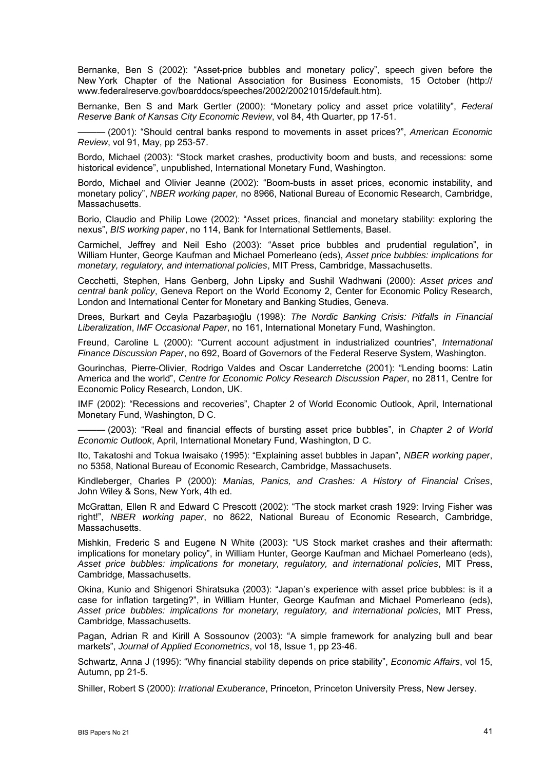Bernanke, Ben S (2002): "Asset-price bubbles and monetary policy", speech given before the New York Chapter of the National Association for Business Economists, 15 October (http:// www.federalreserve.gov/boarddocs/speeches/2002/20021015/default.htm).

Bernanke, Ben S and Mark Gertler (2000): "Monetary policy and asset price volatility", *Federal Reserve Bank of Kansas City Economic Review*, vol 84, 4th Quarter, pp 17-51.

——— (2001): "Should central banks respond to movements in asset prices?", *American Economic Review*, vol 91, May, pp 253-57.

Bordo, Michael (2003): "Stock market crashes, productivity boom and busts, and recessions: some historical evidence", unpublished, International Monetary Fund, Washington.

Bordo, Michael and Olivier Jeanne (2002): "Boom-busts in asset prices, economic instability, and monetary policy", *NBER working paper,* no 8966, National Bureau of Economic Research, Cambridge, Massachusetts.

Borio, Claudio and Philip Lowe (2002): "Asset prices, financial and monetary stability: exploring the nexus", *BIS working paper*, no 114, Bank for International Settlements, Basel.

Carmichel, Jeffrey and Neil Esho (2003): "Asset price bubbles and prudential regulation", in William Hunter, George Kaufman and Michael Pomerleano (eds), *Asset price bubbles: implications for monetary, regulatory, and international policies*, MIT Press, Cambridge, Massachusetts.

Cecchetti, Stephen, Hans Genberg, John Lipsky and Sushil Wadhwani (2000): *Asset prices and central bank policy*, Geneva Report on the World Economy 2, Center for Economic Policy Research, London and International Center for Monetary and Banking Studies, Geneva.

Drees, Burkart and Ceyla Pazarbaşıoğlu (1998): *The Nordic Banking Crisis: Pitfalls in Financial Liberalization*, *IMF Occasional Paper*, no 161, International Monetary Fund, Washington.

Freund, Caroline L (2000): "Current account adjustment in industrialized countries", *International Finance Discussion Paper*, no 692, Board of Governors of the Federal Reserve System, Washington.

Gourinchas, Pierre-Olivier, Rodrigo Valdes and Oscar Landerretche (2001): "Lending booms: Latin America and the world", *Centre for Economic Policy Research Discussion Paper*, no 2811, Centre for Economic Policy Research, London, UK.

IMF (2002): "Recessions and recoveries", Chapter 2 of World Economic Outlook, April, International Monetary Fund, Washington, D C.

——— (2003): "Real and financial effects of bursting asset price bubbles", in *Chapter 2 of World Economic Outlook*, April, International Monetary Fund, Washington, D C.

Ito, Takatoshi and Tokua Iwaisako (1995): "Explaining asset bubbles in Japan", *NBER working paper*, no 5358, National Bureau of Economic Research, Cambridge, Massachusets.

Kindleberger, Charles P (2000): *Manias, Panics, and Crashes: A History of Financial Crises*, John Wiley & Sons, New York, 4th ed.

McGrattan, Ellen R and Edward C Prescott (2002): "The stock market crash 1929: Irving Fisher was right!", *NBER working paper*, no 8622, National Bureau of Economic Research, Cambridge, Massachusetts.

Mishkin, Frederic S and Eugene N White (2003): "US Stock market crashes and their aftermath: implications for monetary policy", in William Hunter, George Kaufman and Michael Pomerleano (eds), *Asset price bubbles: implications for monetary, regulatory, and international policies*, MIT Press, Cambridge, Massachusetts.

Okina, Kunio and Shigenori Shiratsuka (2003): "Japan's experience with asset price bubbles: is it a case for inflation targeting?", in William Hunter, George Kaufman and Michael Pomerleano (eds), *Asset price bubbles: implications for monetary, regulatory, and international policies*, MIT Press, Cambridge, Massachusetts.

Pagan, Adrian R and Kirill A Sossounov (2003): "A simple framework for analyzing bull and bear markets", *Journal of Applied Econometrics*, vol 18, Issue 1, pp 23-46.

Schwartz, Anna J (1995): "Why financial stability depends on price stability", *Economic Affairs*, vol 15, Autumn, pp 21-5.

Shiller, Robert S (2000): *Irrational Exuberance*, Princeton, Princeton University Press, New Jersey.